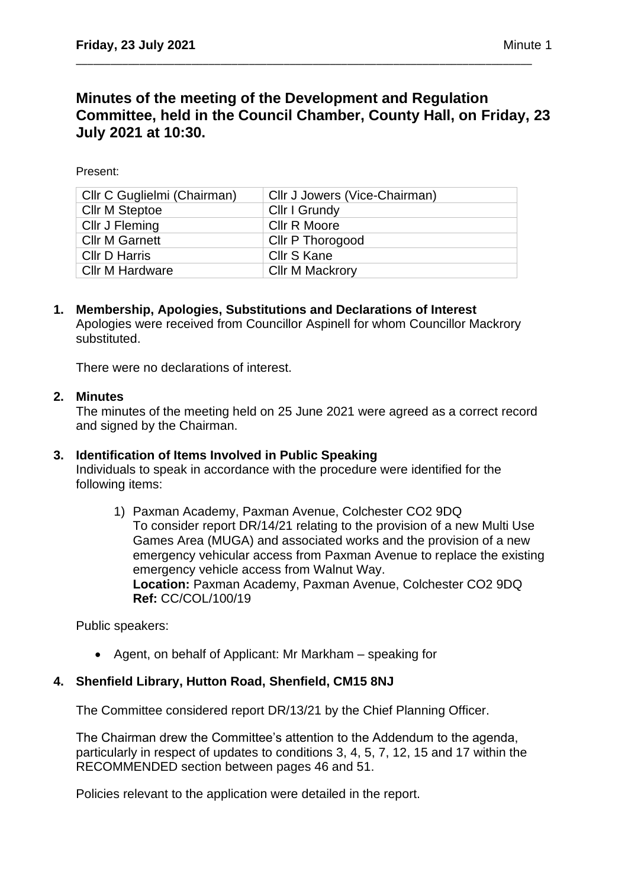# Minutes of the meeting of the Development and Regulation Committee, held in the Council Chamber, County Hall, on Friday, 23 July 2021 at 10:30.

Present:

| Cllr C Guglielmi (Chairman) | Cllr J Jowers (Vice-Chairman) |
|---|---|
| Cllr M Steptoe | Cllr I Grundy |
| Cllr J Fleming | Cllr R Moore |
| Cllr M Garnett | Cllr P Thorogood |
| Cllr D Harris | Cllr S Kane |
| Cllr M Hardware | Cllr M Mackrory |

**1. Membership, Apologies, Substitutions and Declarations of Interest**

Apologies were received from Councillor Aspinell for whom Councillor Mackrory substituted.

There were no declarations of interest.

**2. Minutes**

The minutes of the meeting held on 25 June 2021 were agreed as a correct record and signed by the Chairman.

**3. Identification of Items Involved in Public Speaking**

Individuals to speak in accordance with the procedure were identified for the following items:

1) Paxman Academy, Paxman Avenue, Colchester CO2 9DQ
   To consider report DR/14/21 relating to the provision of a new Multi Use Games Area (MUGA) and associated works and the provision of a new emergency vehicular access from Paxman Avenue to replace the existing emergency vehicle access from Walnut Way.
   **Location:** Paxman Academy, Paxman Avenue, Colchester CO2 9DQ
   **Ref:** CC/COL/100/19

Public speakers:

- Agent, on behalf of Applicant: Mr Markham – speaking for

**4. Shenfield Library, Hutton Road, Shenfield, CM15 8NJ**

The Committee considered report DR/13/21 by the Chief Planning Officer.

The Chairman drew the Committee's attention to the Addendum to the agenda, particularly in respect of updates to conditions 3, 4, 5, 7, 12, 15 and 17 within the RECOMMENDED section between pages 46 and 51.

Policies relevant to the application were detailed in the report.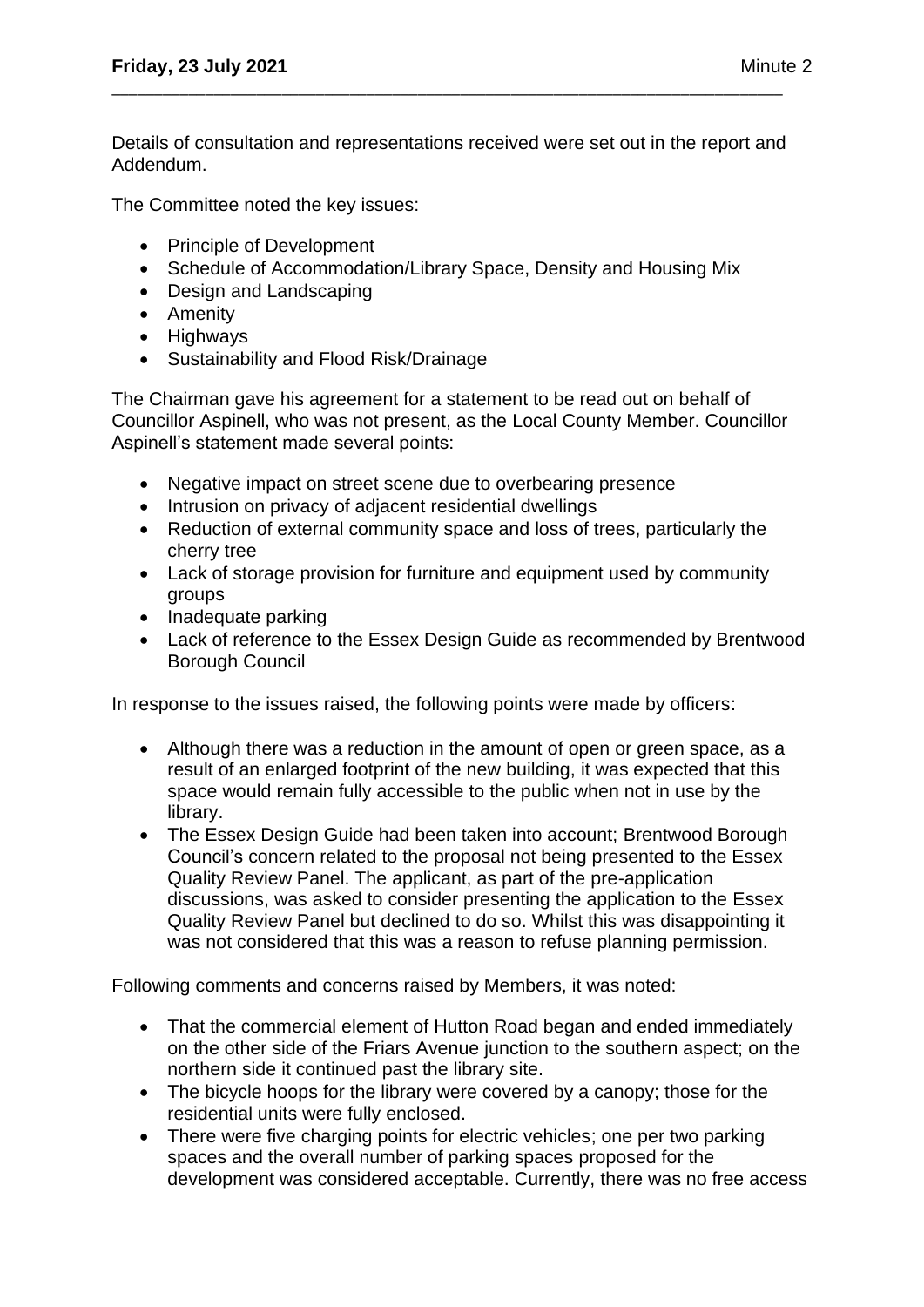Details of consultation and representations received were set out in the report and Addendum.

The Committee noted the key issues:

- Principle of Development
- Schedule of Accommodation/Library Space, Density and Housing Mix
- Design and Landscaping
- Amenity
- Highways
- Sustainability and Flood Risk/Drainage

The Chairman gave his agreement for a statement to be read out on behalf of Councillor Aspinell, who was not present, as the Local County Member. Councillor Aspinell's statement made several points:

- Negative impact on street scene due to overbearing presence
- Intrusion on privacy of adjacent residential dwellings
- Reduction of external community space and loss of trees, particularly the cherry tree
- Lack of storage provision for furniture and equipment used by community groups
- Inadequate parking
- Lack of reference to the Essex Design Guide as recommended by Brentwood Borough Council

In response to the issues raised, the following points were made by officers:

- Although there was a reduction in the amount of open or green space, as a result of an enlarged footprint of the new building, it was expected that this space would remain fully accessible to the public when not in use by the library.
- The Essex Design Guide had been taken into account; Brentwood Borough Council's concern related to the proposal not being presented to the Essex Quality Review Panel. The applicant, as part of the pre-application discussions, was asked to consider presenting the application to the Essex Quality Review Panel but declined to do so. Whilst this was disappointing it was not considered that this was a reason to refuse planning permission.

Following comments and concerns raised by Members, it was noted:

- That the commercial element of Hutton Road began and ended immediately on the other side of the Friars Avenue junction to the southern aspect; on the northern side it continued past the library site.
- The bicycle hoops for the library were covered by a canopy; those for the residential units were fully enclosed.
- There were five charging points for electric vehicles; one per two parking spaces and the overall number of parking spaces proposed for the development was considered acceptable. Currently, there was no free access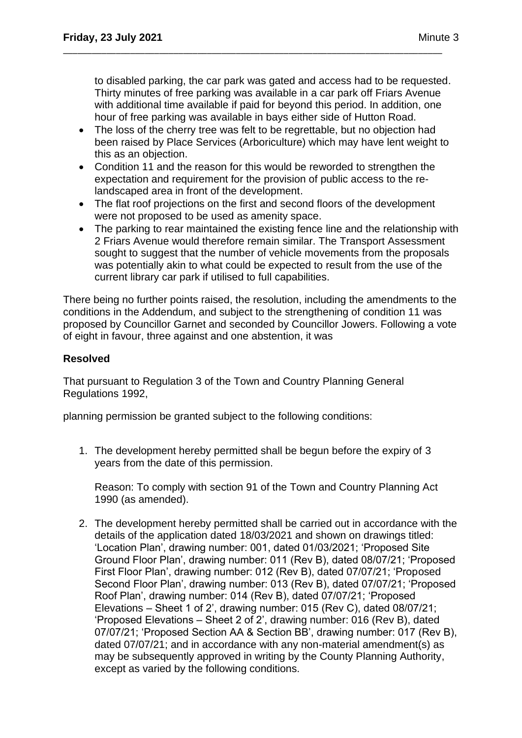to disabled parking, the car park was gated and access had to be requested. Thirty minutes of free parking was available in a car park off Friars Avenue with additional time available if paid for beyond this period. In addition, one hour of free parking was available in bays either side of Hutton Road.

- The loss of the cherry tree was felt to be regrettable, but no objection had been raised by Place Services (Arboriculture) which may have lent weight to this as an objection.
- Condition 11 and the reason for this would be reworded to strengthen the expectation and requirement for the provision of public access to the re-landscaped area in front of the development.
- The flat roof projections on the first and second floors of the development were not proposed to be used as amenity space.
- The parking to rear maintained the existing fence line and the relationship with 2 Friars Avenue would therefore remain similar. The Transport Assessment sought to suggest that the number of vehicle movements from the proposals was potentially akin to what could be expected to result from the use of the current library car park if utilised to full capabilities.

There being no further points raised, the resolution, including the amendments to the conditions in the Addendum, and subject to the strengthening of condition 11 was proposed by Councillor Garnet and seconded by Councillor Jowers. Following a vote of eight in favour, three against and one abstention, it was

**Resolved**

That pursuant to Regulation 3 of the Town and Country Planning General Regulations 1992,

planning permission be granted subject to the following conditions:

1. The development hereby permitted shall be begun before the expiry of 3 years from the date of this permission.

   Reason: To comply with section 91 of the Town and Country Planning Act 1990 (as amended).

2. The development hereby permitted shall be carried out in accordance with the details of the application dated 18/03/2021 and shown on drawings titled: 'Location Plan', drawing number: 001, dated 01/03/2021; 'Proposed Site Ground Floor Plan', drawing number: 011 (Rev B), dated 08/07/21; 'Proposed First Floor Plan', drawing number: 012 (Rev B), dated 07/07/21; 'Proposed Second Floor Plan', drawing number: 013 (Rev B), dated 07/07/21; 'Proposed Roof Plan', drawing number: 014 (Rev B), dated 07/07/21; 'Proposed Elevations – Sheet 1 of 2', drawing number: 015 (Rev C), dated 08/07/21; 'Proposed Elevations – Sheet 2 of 2', drawing number: 016 (Rev B), dated 07/07/21; 'Proposed Section AA & Section BB', drawing number: 017 (Rev B), dated 07/07/21; and in accordance with any non-material amendment(s) as may be subsequently approved in writing by the County Planning Authority, except as varied by the following conditions.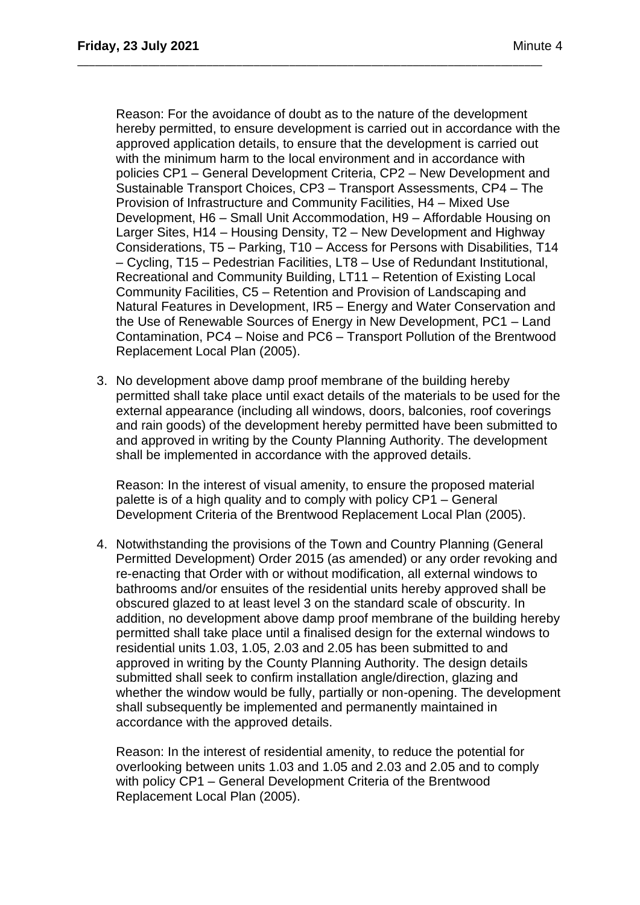Reason: For the avoidance of doubt as to the nature of the development hereby permitted, to ensure development is carried out in accordance with the approved application details, to ensure that the development is carried out with the minimum harm to the local environment and in accordance with policies CP1 – General Development Criteria, CP2 – New Development and Sustainable Transport Choices, CP3 – Transport Assessments, CP4 – The Provision of Infrastructure and Community Facilities, H4 – Mixed Use Development, H6 – Small Unit Accommodation, H9 – Affordable Housing on Larger Sites, H14 – Housing Density, T2 – New Development and Highway Considerations, T5 – Parking, T10 – Access for Persons with Disabilities, T14 – Cycling, T15 – Pedestrian Facilities, LT8 – Use of Redundant Institutional, Recreational and Community Building, LT11 – Retention of Existing Local Community Facilities, C5 – Retention and Provision of Landscaping and Natural Features in Development, IR5 – Energy and Water Conservation and the Use of Renewable Sources of Energy in New Development, PC1 – Land Contamination, PC4 – Noise and PC6 – Transport Pollution of the Brentwood Replacement Local Plan (2005).

3. No development above damp proof membrane of the building hereby permitted shall take place until exact details of the materials to be used for the external appearance (including all windows, doors, balconies, roof coverings and rain goods) of the development hereby permitted have been submitted to and approved in writing by the County Planning Authority. The development shall be implemented in accordance with the approved details.

   Reason: In the interest of visual amenity, to ensure the proposed material palette is of a high quality and to comply with policy CP1 – General Development Criteria of the Brentwood Replacement Local Plan (2005).

4. Notwithstanding the provisions of the Town and Country Planning (General Permitted Development) Order 2015 (as amended) or any order revoking and re-enacting that Order with or without modification, all external windows to bathrooms and/or ensuites of the residential units hereby approved shall be obscured glazed to at least level 3 on the standard scale of obscurity. In addition, no development above damp proof membrane of the building hereby permitted shall take place until a finalised design for the external windows to residential units 1.03, 1.05, 2.03 and 2.05 has been submitted to and approved in writing by the County Planning Authority. The design details submitted shall seek to confirm installation angle/direction, glazing and whether the window would be fully, partially or non-opening. The development shall subsequently be implemented and permanently maintained in accordance with the approved details.

   Reason: In the interest of residential amenity, to reduce the potential for overlooking between units 1.03 and 1.05 and 2.03 and 2.05 and to comply with policy CP1 – General Development Criteria of the Brentwood Replacement Local Plan (2005).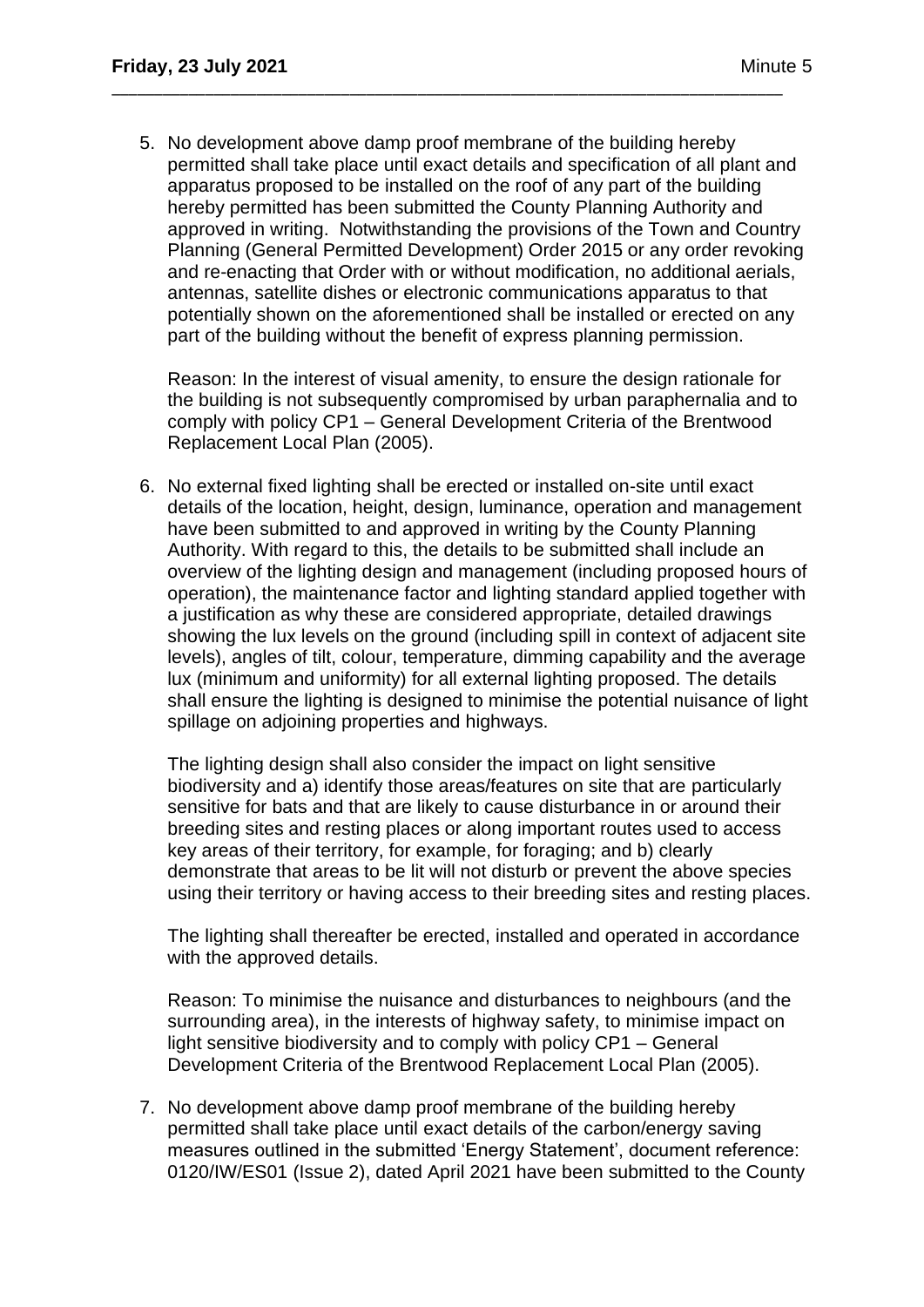5. No development above damp proof membrane of the building hereby permitted shall take place until exact details and specification of all plant and apparatus proposed to be installed on the roof of any part of the building hereby permitted has been submitted the County Planning Authority and approved in writing. Notwithstanding the provisions of the Town and Country Planning (General Permitted Development) Order 2015 or any order revoking and re-enacting that Order with or without modification, no additional aerials, antennas, satellite dishes or electronic communications apparatus to that potentially shown on the aforementioned shall be installed or erected on any part of the building without the benefit of express planning permission.

   Reason: In the interest of visual amenity, to ensure the design rationale for the building is not subsequently compromised by urban paraphernalia and to comply with policy CP1 – General Development Criteria of the Brentwood Replacement Local Plan (2005).

6. No external fixed lighting shall be erected or installed on-site until exact details of the location, height, design, luminance, operation and management have been submitted to and approved in writing by the County Planning Authority. With regard to this, the details to be submitted shall include an overview of the lighting design and management (including proposed hours of operation), the maintenance factor and lighting standard applied together with a justification as why these are considered appropriate, detailed drawings showing the lux levels on the ground (including spill in context of adjacent site levels), angles of tilt, colour, temperature, dimming capability and the average lux (minimum and uniformity) for all external lighting proposed. The details shall ensure the lighting is designed to minimise the potential nuisance of light spillage on adjoining properties and highways.

   The lighting design shall also consider the impact on light sensitive biodiversity and a) identify those areas/features on site that are particularly sensitive for bats and that are likely to cause disturbance in or around their breeding sites and resting places or along important routes used to access key areas of their territory, for example, for foraging; and b) clearly demonstrate that areas to be lit will not disturb or prevent the above species using their territory or having access to their breeding sites and resting places.

   The lighting shall thereafter be erected, installed and operated in accordance with the approved details.

   Reason: To minimise the nuisance and disturbances to neighbours (and the surrounding area), in the interests of highway safety, to minimise impact on light sensitive biodiversity and to comply with policy CP1 – General Development Criteria of the Brentwood Replacement Local Plan (2005).

7. No development above damp proof membrane of the building hereby permitted shall take place until exact details of the carbon/energy saving measures outlined in the submitted 'Energy Statement', document reference: 0120/IW/ES01 (Issue 2), dated April 2021 have been submitted to the County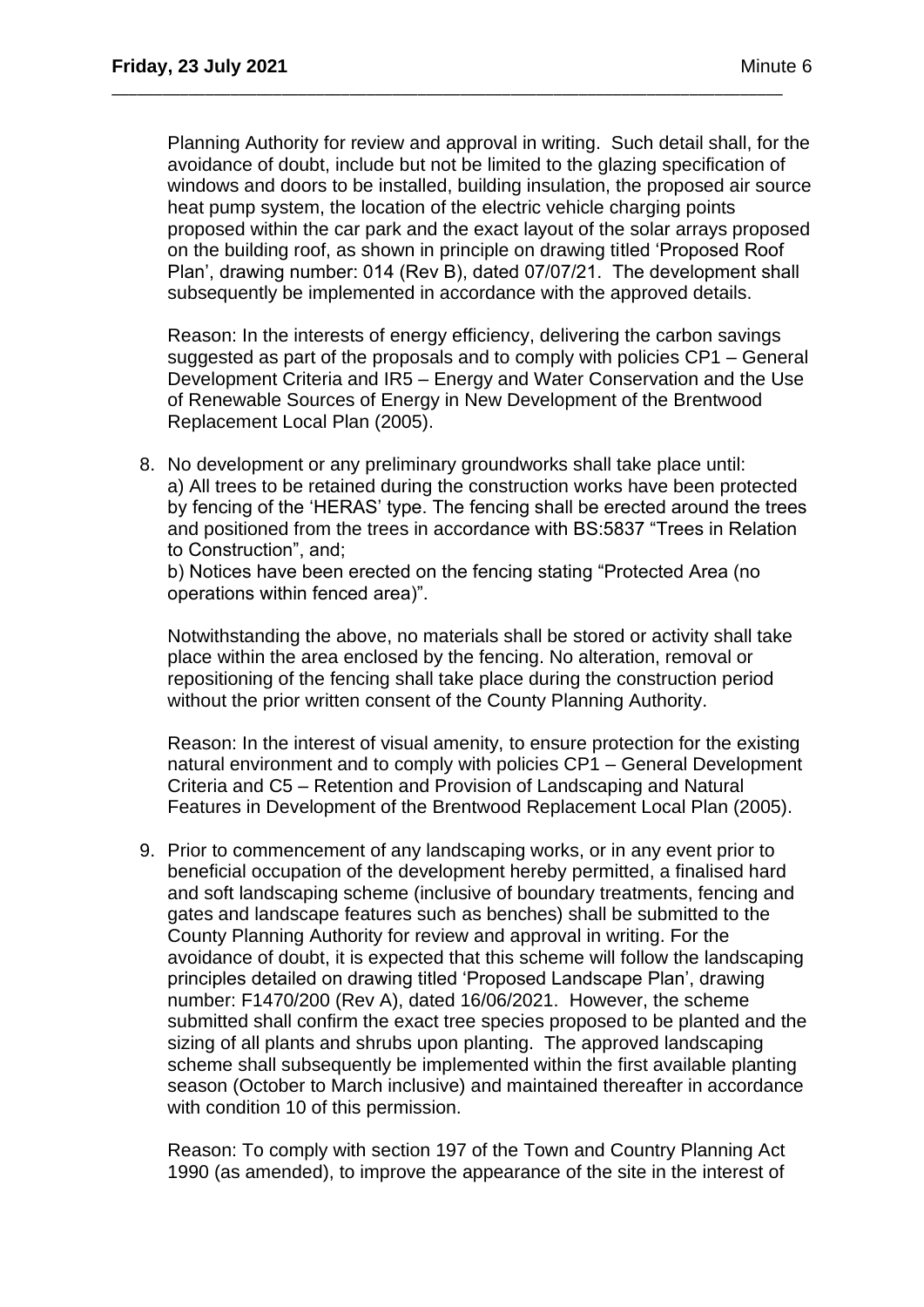Planning Authority for review and approval in writing. Such detail shall, for the avoidance of doubt, include but not be limited to the glazing specification of windows and doors to be installed, building insulation, the proposed air source heat pump system, the location of the electric vehicle charging points proposed within the car park and the exact layout of the solar arrays proposed on the building roof, as shown in principle on drawing titled 'Proposed Roof Plan', drawing number: 014 (Rev B), dated 07/07/21. The development shall subsequently be implemented in accordance with the approved details.

Reason: In the interests of energy efficiency, delivering the carbon savings suggested as part of the proposals and to comply with policies CP1 – General Development Criteria and IR5 – Energy and Water Conservation and the Use of Renewable Sources of Energy in New Development of the Brentwood Replacement Local Plan (2005).

8. No development or any preliminary groundworks shall take place until:
   a) All trees to be retained during the construction works have been protected by fencing of the 'HERAS' type. The fencing shall be erected around the trees and positioned from the trees in accordance with BS:5837 "Trees in Relation to Construction", and;
   b) Notices have been erected on the fencing stating "Protected Area (no operations within fenced area)".

   Notwithstanding the above, no materials shall be stored or activity shall take place within the area enclosed by the fencing. No alteration, removal or repositioning of the fencing shall take place during the construction period without the prior written consent of the County Planning Authority.

   Reason: In the interest of visual amenity, to ensure protection for the existing natural environment and to comply with policies CP1 – General Development Criteria and C5 – Retention and Provision of Landscaping and Natural Features in Development of the Brentwood Replacement Local Plan (2005).

9. Prior to commencement of any landscaping works, or in any event prior to beneficial occupation of the development hereby permitted, a finalised hard and soft landscaping scheme (inclusive of boundary treatments, fencing and gates and landscape features such as benches) shall be submitted to the County Planning Authority for review and approval in writing. For the avoidance of doubt, it is expected that this scheme will follow the landscaping principles detailed on drawing titled 'Proposed Landscape Plan', drawing number: F1470/200 (Rev A), dated 16/06/2021. However, the scheme submitted shall confirm the exact tree species proposed to be planted and the sizing of all plants and shrubs upon planting. The approved landscaping scheme shall subsequently be implemented within the first available planting season (October to March inclusive) and maintained thereafter in accordance with condition 10 of this permission.

   Reason: To comply with section 197 of the Town and Country Planning Act 1990 (as amended), to improve the appearance of the site in the interest of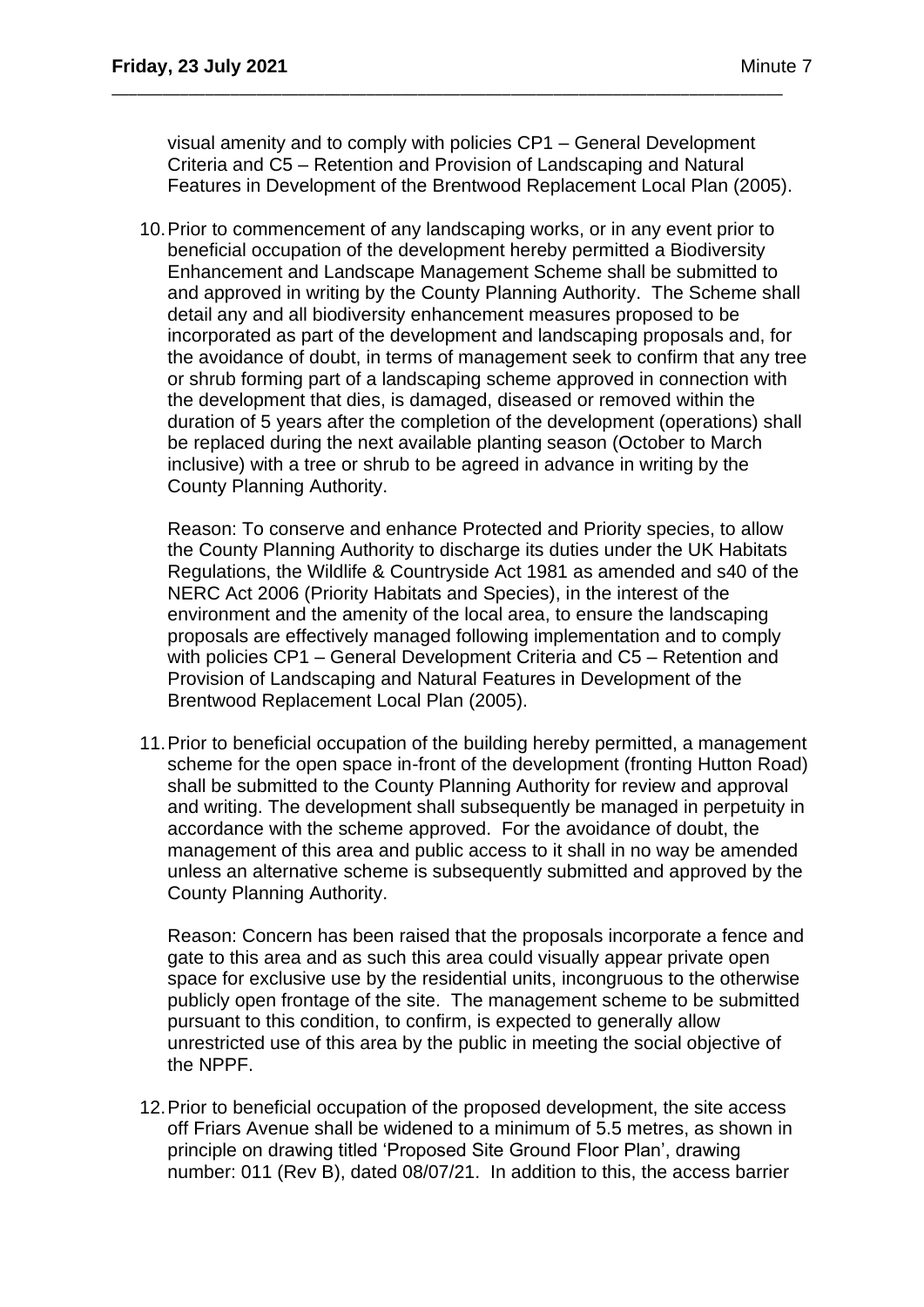visual amenity and to comply with policies CP1 – General Development Criteria and C5 – Retention and Provision of Landscaping and Natural Features in Development of the Brentwood Replacement Local Plan (2005).

10. Prior to commencement of any landscaping works, or in any event prior to beneficial occupation of the development hereby permitted a Biodiversity Enhancement and Landscape Management Scheme shall be submitted to and approved in writing by the County Planning Authority. The Scheme shall detail any and all biodiversity enhancement measures proposed to be incorporated as part of the development and landscaping proposals and, for the avoidance of doubt, in terms of management seek to confirm that any tree or shrub forming part of a landscaping scheme approved in connection with the development that dies, is damaged, diseased or removed within the duration of 5 years after the completion of the development (operations) shall be replaced during the next available planting season (October to March inclusive) with a tree or shrub to be agreed in advance in writing by the County Planning Authority.

    Reason: To conserve and enhance Protected and Priority species, to allow the County Planning Authority to discharge its duties under the UK Habitats Regulations, the Wildlife & Countryside Act 1981 as amended and s40 of the NERC Act 2006 (Priority Habitats and Species), in the interest of the environment and the amenity of the local area, to ensure the landscaping proposals are effectively managed following implementation and to comply with policies CP1 – General Development Criteria and C5 – Retention and Provision of Landscaping and Natural Features in Development of the Brentwood Replacement Local Plan (2005).

11. Prior to beneficial occupation of the building hereby permitted, a management scheme for the open space in-front of the development (fronting Hutton Road) shall be submitted to the County Planning Authority for review and approval and writing. The development shall subsequently be managed in perpetuity in accordance with the scheme approved. For the avoidance of doubt, the management of this area and public access to it shall in no way be amended unless an alternative scheme is subsequently submitted and approved by the County Planning Authority.

    Reason: Concern has been raised that the proposals incorporate a fence and gate to this area and as such this area could visually appear private open space for exclusive use by the residential units, incongruous to the otherwise publicly open frontage of the site. The management scheme to be submitted pursuant to this condition, to confirm, is expected to generally allow unrestricted use of this area by the public in meeting the social objective of the NPPF.

12. Prior to beneficial occupation of the proposed development, the site access off Friars Avenue shall be widened to a minimum of 5.5 metres, as shown in principle on drawing titled 'Proposed Site Ground Floor Plan', drawing number: 011 (Rev B), dated 08/07/21. In addition to this, the access barrier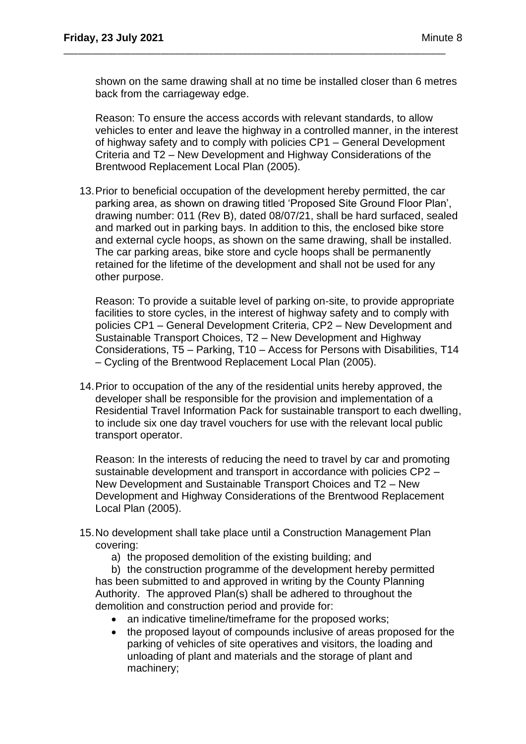shown on the same drawing shall at no time be installed closer than 6 metres back from the carriageway edge.

Reason: To ensure the access accords with relevant standards, to allow vehicles to enter and leave the highway in a controlled manner, in the interest of highway safety and to comply with policies CP1 – General Development Criteria and T2 – New Development and Highway Considerations of the Brentwood Replacement Local Plan (2005).

13. Prior to beneficial occupation of the development hereby permitted, the car parking area, as shown on drawing titled 'Proposed Site Ground Floor Plan', drawing number: 011 (Rev B), dated 08/07/21, shall be hard surfaced, sealed and marked out in parking bays. In addition to this, the enclosed bike store and external cycle hoops, as shown on the same drawing, shall be installed. The car parking areas, bike store and cycle hoops shall be permanently retained for the lifetime of the development and shall not be used for any other purpose.

   Reason: To provide a suitable level of parking on-site, to provide appropriate facilities to store cycles, in the interest of highway safety and to comply with policies CP1 – General Development Criteria, CP2 – New Development and Sustainable Transport Choices, T2 – New Development and Highway Considerations, T5 – Parking, T10 – Access for Persons with Disabilities, T14 – Cycling of the Brentwood Replacement Local Plan (2005).

14. Prior to occupation of the any of the residential units hereby approved, the developer shall be responsible for the provision and implementation of a Residential Travel Information Pack for sustainable transport to each dwelling, to include six one day travel vouchers for use with the relevant local public transport operator.

   Reason: In the interests of reducing the need to travel by car and promoting sustainable development and transport in accordance with policies CP2 – New Development and Sustainable Transport Choices and T2 – New Development and Highway Considerations of the Brentwood Replacement Local Plan (2005).

15. No development shall take place until a Construction Management Plan covering:

    a) the proposed demolition of the existing building; and

    b) the construction programme of the development hereby permitted

   has been submitted to and approved in writing by the County Planning Authority. The approved Plan(s) shall be adhered to throughout the demolition and construction period and provide for:

   - an indicative timeline/timeframe for the proposed works;
   - the proposed layout of compounds inclusive of areas proposed for the parking of vehicles of site operatives and visitors, the loading and unloading of plant and materials and the storage of plant and machinery;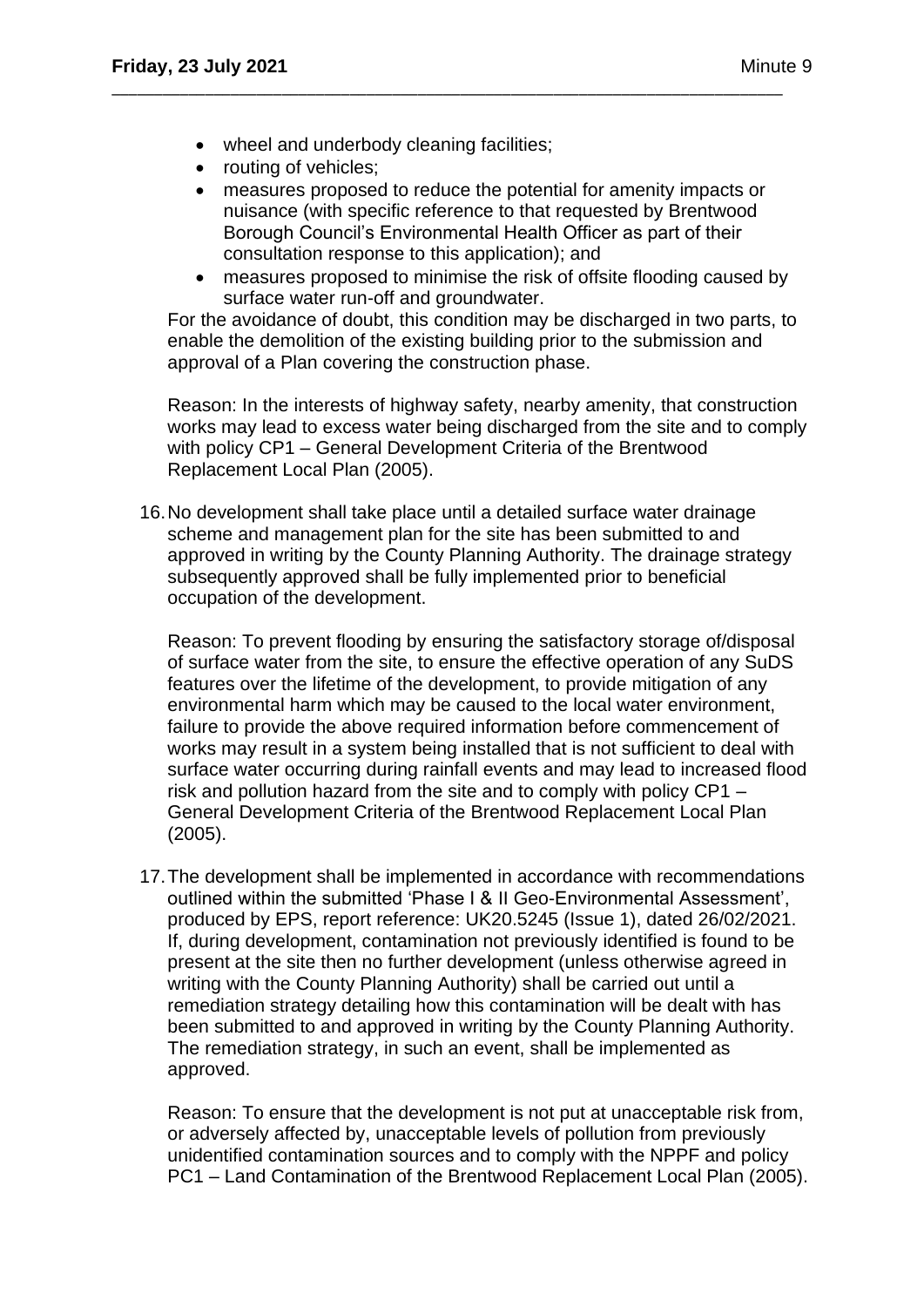- wheel and underbody cleaning facilities;
- routing of vehicles;
- measures proposed to reduce the potential for amenity impacts or nuisance (with specific reference to that requested by Brentwood Borough Council's Environmental Health Officer as part of their consultation response to this application); and
- measures proposed to minimise the risk of offsite flooding caused by surface water run-off and groundwater.

For the avoidance of doubt, this condition may be discharged in two parts, to enable the demolition of the existing building prior to the submission and approval of a Plan covering the construction phase.

Reason: In the interests of highway safety, nearby amenity, that construction works may lead to excess water being discharged from the site and to comply with policy CP1 – General Development Criteria of the Brentwood Replacement Local Plan (2005).

16. No development shall take place until a detailed surface water drainage scheme and management plan for the site has been submitted to and approved in writing by the County Planning Authority. The drainage strategy subsequently approved shall be fully implemented prior to beneficial occupation of the development.

    Reason: To prevent flooding by ensuring the satisfactory storage of/disposal of surface water from the site, to ensure the effective operation of any SuDS features over the lifetime of the development, to provide mitigation of any environmental harm which may be caused to the local water environment, failure to provide the above required information before commencement of works may result in a system being installed that is not sufficient to deal with surface water occurring during rainfall events and may lead to increased flood risk and pollution hazard from the site and to comply with policy CP1 – General Development Criteria of the Brentwood Replacement Local Plan (2005).

17. The development shall be implemented in accordance with recommendations outlined within the submitted 'Phase I & II Geo-Environmental Assessment', produced by EPS, report reference: UK20.5245 (Issue 1), dated 26/02/2021. If, during development, contamination not previously identified is found to be present at the site then no further development (unless otherwise agreed in writing with the County Planning Authority) shall be carried out until a remediation strategy detailing how this contamination will be dealt with has been submitted to and approved in writing by the County Planning Authority. The remediation strategy, in such an event, shall be implemented as approved.

    Reason: To ensure that the development is not put at unacceptable risk from, or adversely affected by, unacceptable levels of pollution from previously unidentified contamination sources and to comply with the NPPF and policy PC1 – Land Contamination of the Brentwood Replacement Local Plan (2005).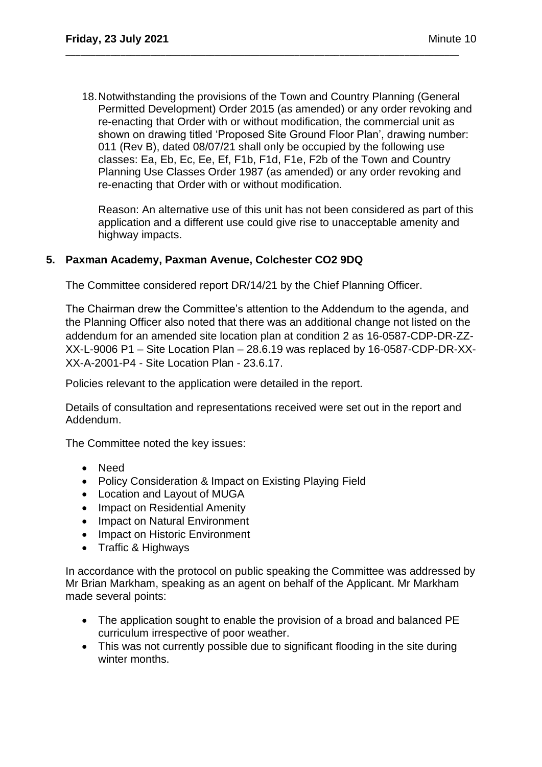18. Notwithstanding the provisions of the Town and Country Planning (General Permitted Development) Order 2015 (as amended) or any order revoking and re-enacting that Order with or without modification, the commercial unit as shown on drawing titled 'Proposed Site Ground Floor Plan', drawing number: 011 (Rev B), dated 08/07/21 shall only be occupied by the following use classes: Ea, Eb, Ec, Ee, Ef, F1b, F1d, F1e, F2b of the Town and Country Planning Use Classes Order 1987 (as amended) or any order revoking and re-enacting that Order with or without modification.

    Reason: An alternative use of this unit has not been considered as part of this application and a different use could give rise to unacceptable amenity and highway impacts.

## 5. Paxman Academy, Paxman Avenue, Colchester CO2 9DQ

The Committee considered report DR/14/21 by the Chief Planning Officer.

The Chairman drew the Committee's attention to the Addendum to the agenda, and the Planning Officer also noted that there was an additional change not listed on the addendum for an amended site location plan at condition 2 as 16-0587-CDP-DR-ZZ-XX-L-9006 P1 – Site Location Plan – 28.6.19 was replaced by 16-0587-CDP-DR-XX-XX-A-2001-P4 - Site Location Plan - 23.6.17.

Policies relevant to the application were detailed in the report.

Details of consultation and representations received were set out in the report and Addendum.

The Committee noted the key issues:

- Need
- Policy Consideration & Impact on Existing Playing Field
- Location and Layout of MUGA
- Impact on Residential Amenity
- Impact on Natural Environment
- Impact on Historic Environment
- Traffic & Highways

In accordance with the protocol on public speaking the Committee was addressed by Mr Brian Markham, speaking as an agent on behalf of the Applicant. Mr Markham made several points:

- The application sought to enable the provision of a broad and balanced PE curriculum irrespective of poor weather.
- This was not currently possible due to significant flooding in the site during winter months.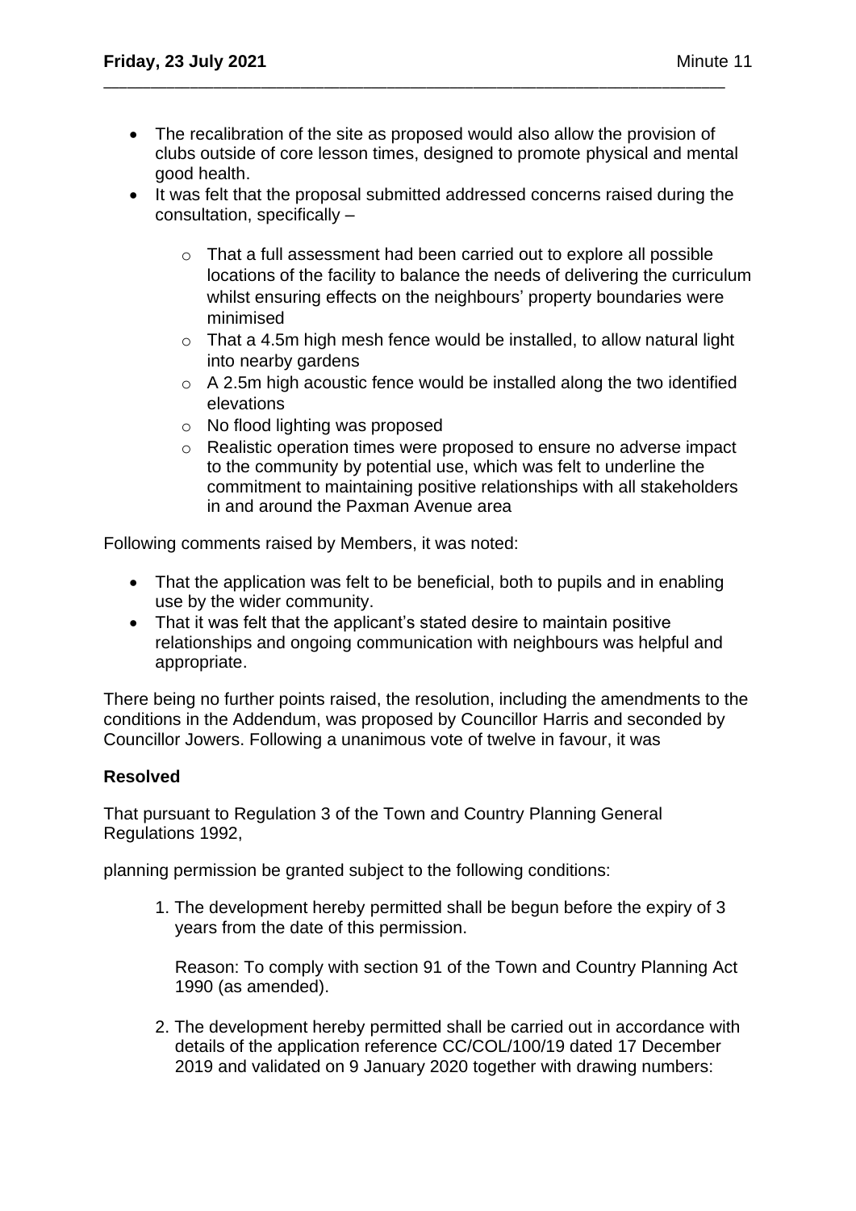- The recalibration of the site as proposed would also allow the provision of clubs outside of core lesson times, designed to promote physical and mental good health.
- It was felt that the proposal submitted addressed concerns raised during the consultation, specifically –
  - That a full assessment had been carried out to explore all possible locations of the facility to balance the needs of delivering the curriculum whilst ensuring effects on the neighbours' property boundaries were minimised
  - That a 4.5m high mesh fence would be installed, to allow natural light into nearby gardens
  - A 2.5m high acoustic fence would be installed along the two identified elevations
  - No flood lighting was proposed
  - Realistic operation times were proposed to ensure no adverse impact to the community by potential use, which was felt to underline the commitment to maintaining positive relationships with all stakeholders in and around the Paxman Avenue area

Following comments raised by Members, it was noted:

- That the application was felt to be beneficial, both to pupils and in enabling use by the wider community.
- That it was felt that the applicant's stated desire to maintain positive relationships and ongoing communication with neighbours was helpful and appropriate.

There being no further points raised, the resolution, including the amendments to the conditions in the Addendum, was proposed by Councillor Harris and seconded by Councillor Jowers. Following a unanimous vote of twelve in favour, it was

**Resolved**

That pursuant to Regulation 3 of the Town and Country Planning General Regulations 1992,

planning permission be granted subject to the following conditions:

1. The development hereby permitted shall be begun before the expiry of 3 years from the date of this permission.

   Reason: To comply with section 91 of the Town and Country Planning Act 1990 (as amended).

2. The development hereby permitted shall be carried out in accordance with details of the application reference CC/COL/100/19 dated 17 December 2019 and validated on 9 January 2020 together with drawing numbers: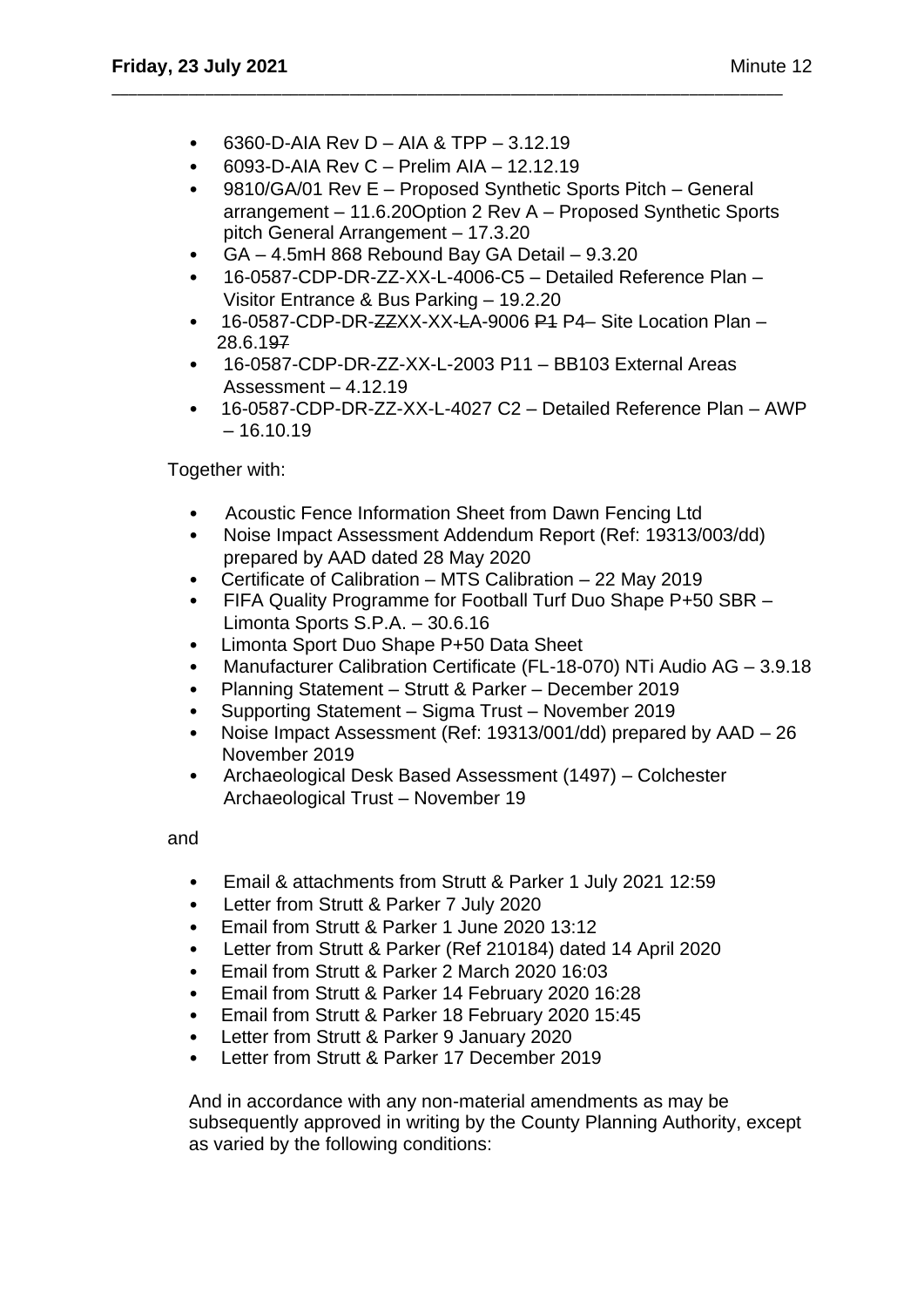- 6360-D-AIA Rev D – AIA & TPP – 3.12.19
- 6093-D-AIA Rev C – Prelim AIA – 12.12.19
- 9810/GA/01 Rev E – Proposed Synthetic Sports Pitch – General arrangement – 11.6.20Option 2 Rev A – Proposed Synthetic Sports pitch General Arrangement – 17.3.20
- GA – 4.5mH 868 Rebound Bay GA Detail – 9.3.20
- 16-0587-CDP-DR-ZZ-XX-L-4006-C5 – Detailed Reference Plan – Visitor Entrance & Bus Parking – 19.2.20
- 16-0587-CDP-DR-~~ZZ~~XX-XX-~~L~~A-9006 ~~P1~~ P4– Site Location Plan – 28.6.1~~97~~
- 16-0587-CDP-DR-ZZ-XX-L-2003 P11 – BB103 External Areas Assessment – 4.12.19
- 16-0587-CDP-DR-ZZ-XX-L-4027 C2 – Detailed Reference Plan – AWP – 16.10.19

Together with:

- Acoustic Fence Information Sheet from Dawn Fencing Ltd
- Noise Impact Assessment Addendum Report (Ref: 19313/003/dd) prepared by AAD dated 28 May 2020
- Certificate of Calibration – MTS Calibration – 22 May 2019
- FIFA Quality Programme for Football Turf Duo Shape P+50 SBR – Limonta Sports S.P.A. – 30.6.16
- Limonta Sport Duo Shape P+50 Data Sheet
- Manufacturer Calibration Certificate (FL-18-070) NTi Audio AG – 3.9.18
- Planning Statement – Strutt & Parker – December 2019
- Supporting Statement – Sigma Trust – November 2019
- Noise Impact Assessment (Ref: 19313/001/dd) prepared by AAD – 26 November 2019
- Archaeological Desk Based Assessment (1497) – Colchester Archaeological Trust – November 19

and

- Email & attachments from Strutt & Parker 1 July 2021 12:59
- Letter from Strutt & Parker 7 July 2020
- Email from Strutt & Parker 1 June 2020 13:12
- Letter from Strutt & Parker (Ref 210184) dated 14 April 2020
- Email from Strutt & Parker 2 March 2020 16:03
- Email from Strutt & Parker 14 February 2020 16:28
- Email from Strutt & Parker 18 February 2020 15:45
- Letter from Strutt & Parker 9 January 2020
- Letter from Strutt & Parker 17 December 2019

And in accordance with any non-material amendments as may be subsequently approved in writing by the County Planning Authority, except as varied by the following conditions: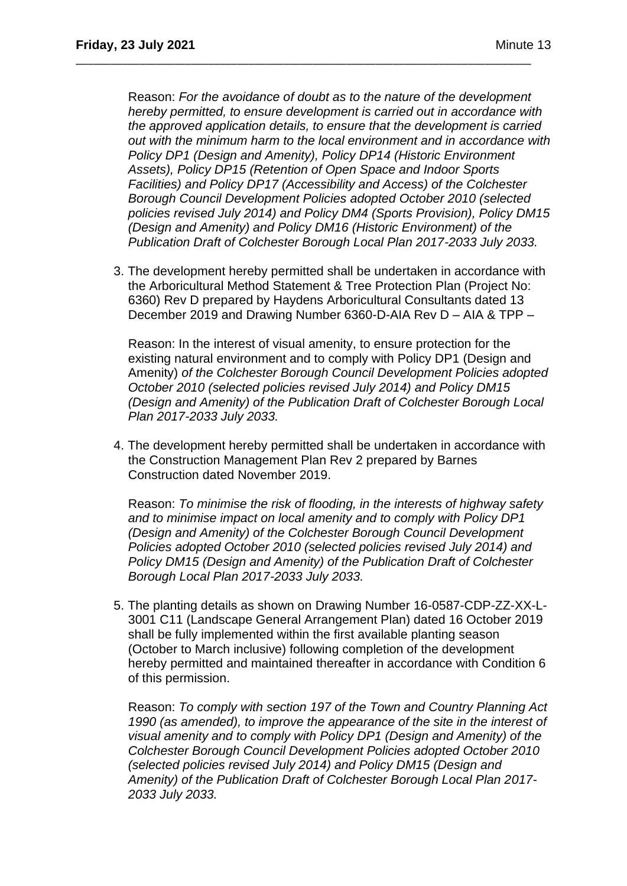Reason: *For the avoidance of doubt as to the nature of the development hereby permitted, to ensure development is carried out in accordance with the approved application details, to ensure that the development is carried out with the minimum harm to the local environment and in accordance with Policy DP1 (Design and Amenity), Policy DP14 (Historic Environment Assets), Policy DP15 (Retention of Open Space and Indoor Sports Facilities) and Policy DP17 (Accessibility and Access) of the Colchester Borough Council Development Policies adopted October 2010 (selected policies revised July 2014) and Policy DM4 (Sports Provision), Policy DM15 (Design and Amenity) and Policy DM16 (Historic Environment) of the Publication Draft of Colchester Borough Local Plan 2017-2033 July 2033.*

3. The development hereby permitted shall be undertaken in accordance with the Arboricultural Method Statement & Tree Protection Plan (Project No: 6360) Rev D prepared by Haydens Arboricultural Consultants dated 13 December 2019 and Drawing Number 6360-D-AIA Rev D – AIA & TPP –

   Reason: In the interest of visual amenity, to ensure protection for the existing natural environment and to comply with Policy DP1 (Design and Amenity) *of the Colchester Borough Council Development Policies adopted October 2010 (selected policies revised July 2014) and Policy DM15 (Design and Amenity) of the Publication Draft of Colchester Borough Local Plan 2017-2033 July 2033.*

4. The development hereby permitted shall be undertaken in accordance with the Construction Management Plan Rev 2 prepared by Barnes Construction dated November 2019.

   Reason: *To minimise the risk of flooding, in the interests of highway safety and to minimise impact on local amenity and to comply with Policy DP1 (Design and Amenity) of the Colchester Borough Council Development Policies adopted October 2010 (selected policies revised July 2014) and Policy DM15 (Design and Amenity) of the Publication Draft of Colchester Borough Local Plan 2017-2033 July 2033.*

5. The planting details as shown on Drawing Number 16-0587-CDP-ZZ-XX-L-3001 C11 (Landscape General Arrangement Plan) dated 16 October 2019 shall be fully implemented within the first available planting season (October to March inclusive) following completion of the development hereby permitted and maintained thereafter in accordance with Condition 6 of this permission.

   Reason: *To comply with section 197 of the Town and Country Planning Act 1990 (as amended), to improve the appearance of the site in the interest of visual amenity and to comply with Policy DP1 (Design and Amenity) of the Colchester Borough Council Development Policies adopted October 2010 (selected policies revised July 2014) and Policy DM15 (Design and Amenity) of the Publication Draft of Colchester Borough Local Plan 2017-2033 July 2033.*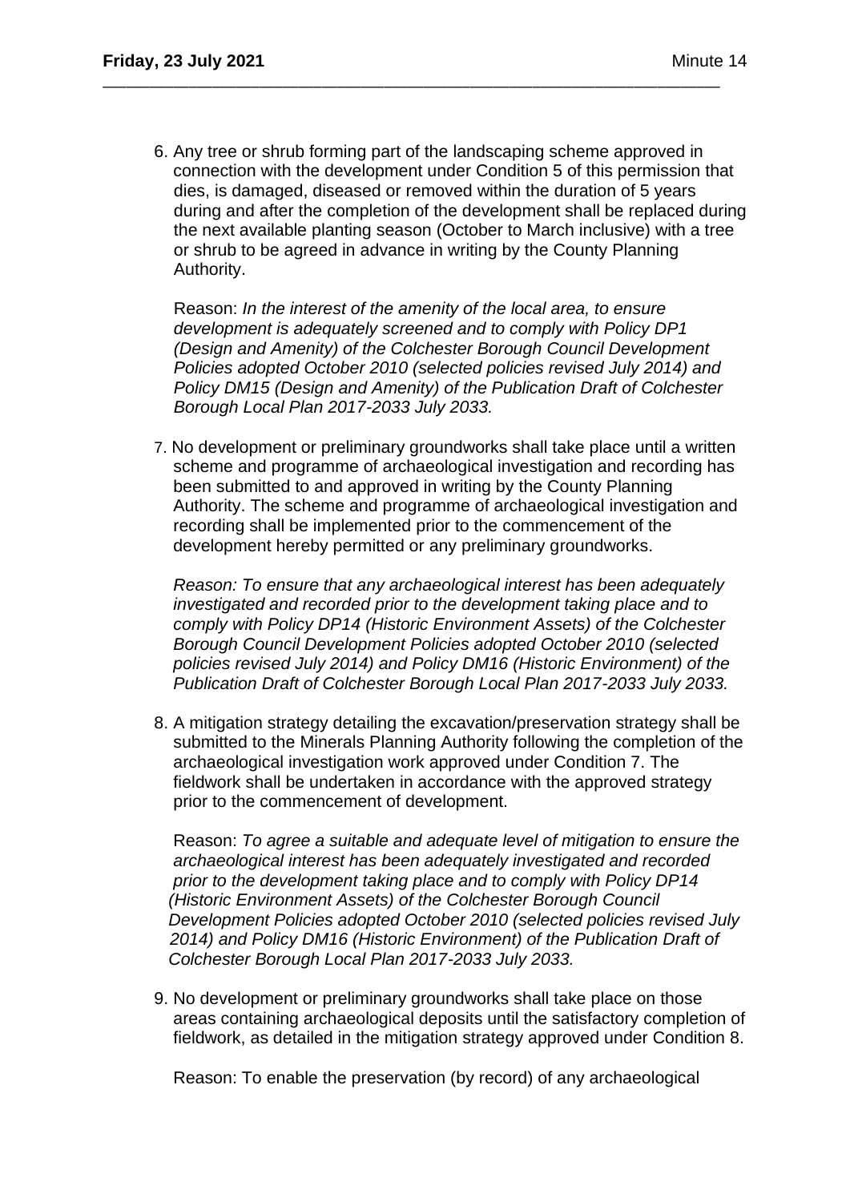6. Any tree or shrub forming part of the landscaping scheme approved in connection with the development under Condition 5 of this permission that dies, is damaged, diseased or removed within the duration of 5 years during and after the completion of the development shall be replaced during the next available planting season (October to March inclusive) with a tree or shrub to be agreed in advance in writing by the County Planning Authority.

   Reason: *In the interest of the amenity of the local area, to ensure development is adequately screened and to comply with Policy DP1 (Design and Amenity) of the Colchester Borough Council Development Policies adopted October 2010 (selected policies revised July 2014) and Policy DM15 (Design and Amenity) of the Publication Draft of Colchester Borough Local Plan 2017-2033 July 2033.*

7. No development or preliminary groundworks shall take place until a written scheme and programme of archaeological investigation and recording has been submitted to and approved in writing by the County Planning Authority. The scheme and programme of archaeological investigation and recording shall be implemented prior to the commencement of the development hereby permitted or any preliminary groundworks.

   *Reason: To ensure that any archaeological interest has been adequately investigated and recorded prior to the development taking place and to comply with Policy DP14 (Historic Environment Assets) of the Colchester Borough Council Development Policies adopted October 2010 (selected policies revised July 2014) and Policy DM16 (Historic Environment) of the Publication Draft of Colchester Borough Local Plan 2017-2033 July 2033.*

8. A mitigation strategy detailing the excavation/preservation strategy shall be submitted to the Minerals Planning Authority following the completion of the archaeological investigation work approved under Condition 7. The fieldwork shall be undertaken in accordance with the approved strategy prior to the commencement of development.

   Reason: *To agree a suitable and adequate level of mitigation to ensure the archaeological interest has been adequately investigated and recorded prior to the development taking place and to comply with Policy DP14 (Historic Environment Assets) of the Colchester Borough Council Development Policies adopted October 2010 (selected policies revised July 2014) and Policy DM16 (Historic Environment) of the Publication Draft of Colchester Borough Local Plan 2017-2033 July 2033.*

9. No development or preliminary groundworks shall take place on those areas containing archaeological deposits until the satisfactory completion of fieldwork, as detailed in the mitigation strategy approved under Condition 8.

   Reason: To enable the preservation (by record) of any archaeological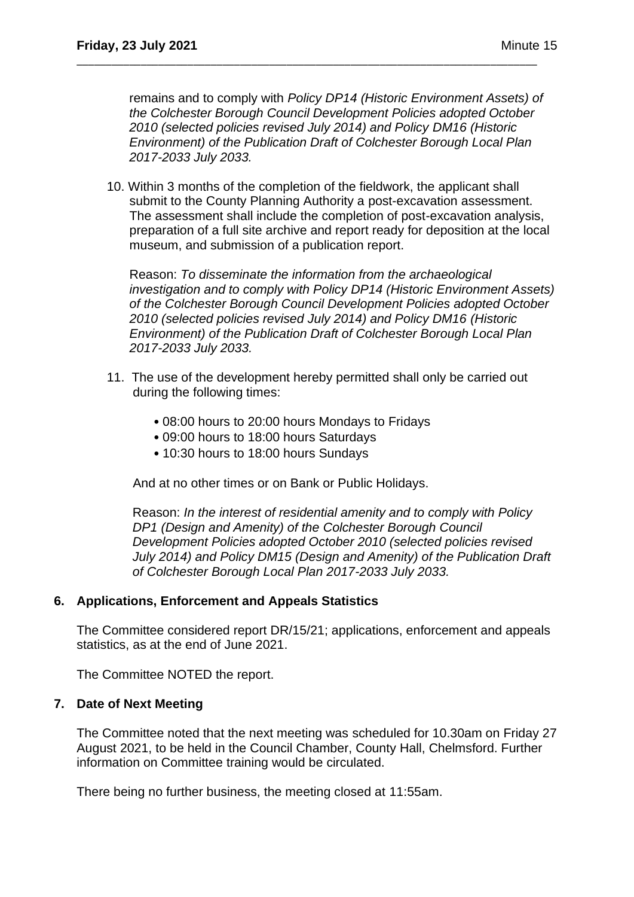remains and to comply with *Policy DP14 (Historic Environment Assets) of the Colchester Borough Council Development Policies adopted October 2010 (selected policies revised July 2014) and Policy DM16 (Historic Environment) of the Publication Draft of Colchester Borough Local Plan 2017-2033 July 2033.*

10. Within 3 months of the completion of the fieldwork, the applicant shall submit to the County Planning Authority a post-excavation assessment. The assessment shall include the completion of post-excavation analysis, preparation of a full site archive and report ready for deposition at the local museum, and submission of a publication report.

    Reason: *To disseminate the information from the archaeological investigation and to comply with Policy DP14 (Historic Environment Assets) of the Colchester Borough Council Development Policies adopted October 2010 (selected policies revised July 2014) and Policy DM16 (Historic Environment) of the Publication Draft of Colchester Borough Local Plan 2017-2033 July 2033.*

11. The use of the development hereby permitted shall only be carried out during the following times:

    - 08:00 hours to 20:00 hours Mondays to Fridays
    - 09:00 hours to 18:00 hours Saturdays
    - 10:30 hours to 18:00 hours Sundays

    And at no other times or on Bank or Public Holidays.

    Reason: *In the interest of residential amenity and to comply with Policy DP1 (Design and Amenity) of the Colchester Borough Council Development Policies adopted October 2010 (selected policies revised July 2014) and Policy DM15 (Design and Amenity) of the Publication Draft of Colchester Borough Local Plan 2017-2033 July 2033.*

## 6. Applications, Enforcement and Appeals Statistics

The Committee considered report DR/15/21; applications, enforcement and appeals statistics, as at the end of June 2021.

The Committee NOTED the report.

## 7. Date of Next Meeting

The Committee noted that the next meeting was scheduled for 10.30am on Friday 27 August 2021, to be held in the Council Chamber, County Hall, Chelmsford. Further information on Committee training would be circulated.

There being no further business, the meeting closed at 11:55am.